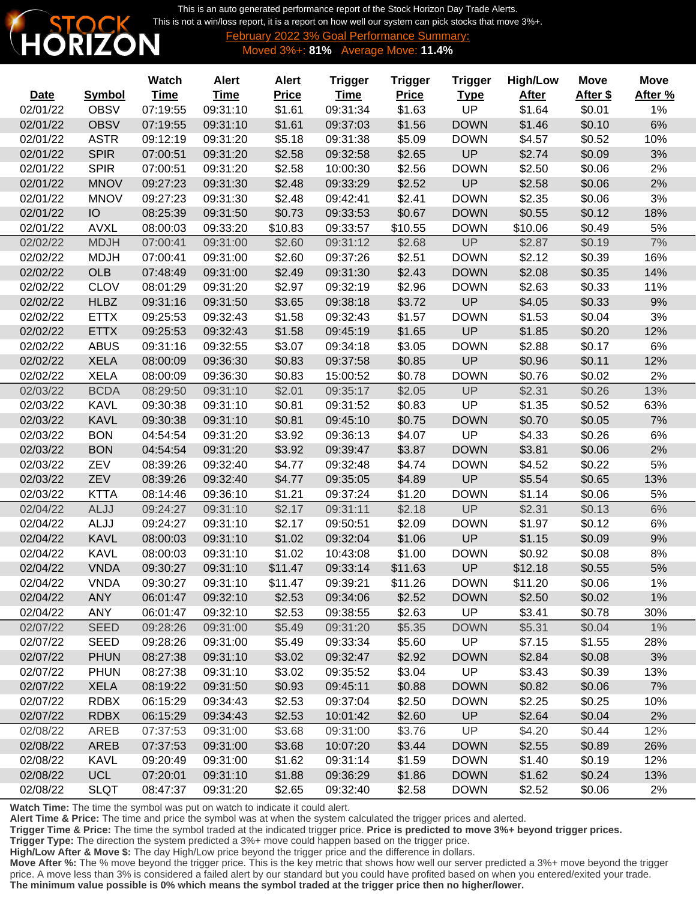STOCK HORIZON

This is an auto generated performance report of the Stock Horizon Day Trade Alerts.
This is not a win/loss report, it is a report on how well our system can pick stocks that move 3%+.

February 2022 3% Goal Performance Summary:
Moved 3%+: **81%** Average Move: **11.4%**

| Date | Symbol | Watch Time | Alert Time | Alert Price | Trigger Time | Trigger Price | Trigger Type | High/Low After | Move After $ | Move After % |
|---|---|---|---|---|---|---|---|---|---|---|
| 02/01/22 | OBSV | 07:19:55 | 09:31:10 | $1.61 | 09:31:34 | $1.63 | UP | $1.64 | $0.01 | 1% |
| 02/01/22 | OBSV | 07:19:55 | 09:31:10 | $1.61 | 09:37:03 | $1.56 | DOWN | $1.46 | $0.10 | 6% |
| 02/01/22 | ASTR | 09:12:19 | 09:31:20 | $5.18 | 09:31:38 | $5.09 | DOWN | $4.57 | $0.52 | 10% |
| 02/01/22 | SPIR | 07:00:51 | 09:31:20 | $2.58 | 09:32:58 | $2.65 | UP | $2.74 | $0.09 | 3% |
| 02/01/22 | SPIR | 07:00:51 | 09:31:20 | $2.58 | 10:00:30 | $2.56 | DOWN | $2.50 | $0.06 | 2% |
| 02/01/22 | MNOV | 09:27:23 | 09:31:30 | $2.48 | 09:33:29 | $2.52 | UP | $2.58 | $0.06 | 2% |
| 02/01/22 | MNOV | 09:27:23 | 09:31:30 | $2.48 | 09:42:41 | $2.41 | DOWN | $2.35 | $0.06 | 3% |
| 02/01/22 | IO | 08:25:39 | 09:31:50 | $0.73 | 09:33:53 | $0.67 | DOWN | $0.55 | $0.12 | 18% |
| 02/01/22 | AVXL | 08:00:03 | 09:33:20 | $10.83 | 09:33:57 | $10.55 | DOWN | $10.06 | $0.49 | 5% |
| 02/02/22 | MDJH | 07:00:41 | 09:31:00 | $2.60 | 09:31:12 | $2.68 | UP | $2.87 | $0.19 | 7% |
| 02/02/22 | MDJH | 07:00:41 | 09:31:00 | $2.60 | 09:37:26 | $2.51 | DOWN | $2.12 | $0.39 | 16% |
| 02/02/22 | OLB | 07:48:49 | 09:31:00 | $2.49 | 09:31:30 | $2.43 | DOWN | $2.08 | $0.35 | 14% |
| 02/02/22 | CLOV | 08:01:29 | 09:31:20 | $2.97 | 09:32:19 | $2.96 | DOWN | $2.63 | $0.33 | 11% |
| 02/02/22 | HLBZ | 09:31:16 | 09:31:50 | $3.65 | 09:38:18 | $3.72 | UP | $4.05 | $0.33 | 9% |
| 02/02/22 | ETTX | 09:25:53 | 09:32:43 | $1.58 | 09:32:43 | $1.57 | DOWN | $1.53 | $0.04 | 3% |
| 02/02/22 | ETTX | 09:25:53 | 09:32:43 | $1.58 | 09:45:19 | $1.65 | UP | $1.85 | $0.20 | 12% |
| 02/02/22 | ABUS | 09:31:16 | 09:32:55 | $3.07 | 09:34:18 | $3.05 | DOWN | $2.88 | $0.17 | 6% |
| 02/02/22 | XELA | 08:00:09 | 09:36:30 | $0.83 | 09:37:58 | $0.85 | UP | $0.96 | $0.11 | 12% |
| 02/02/22 | XELA | 08:00:09 | 09:36:30 | $0.83 | 15:00:52 | $0.78 | DOWN | $0.76 | $0.02 | 2% |
| 02/03/22 | BCDA | 08:29:50 | 09:31:10 | $2.01 | 09:35:17 | $2.05 | UP | $2.31 | $0.26 | 13% |
| 02/03/22 | KAVL | 09:30:38 | 09:31:10 | $0.81 | 09:31:52 | $0.83 | UP | $1.35 | $0.52 | 63% |
| 02/03/22 | KAVL | 09:30:38 | 09:31:10 | $0.81 | 09:45:10 | $0.75 | DOWN | $0.70 | $0.05 | 7% |
| 02/03/22 | BON | 04:54:54 | 09:31:20 | $3.92 | 09:36:13 | $4.07 | UP | $4.33 | $0.26 | 6% |
| 02/03/22 | BON | 04:54:54 | 09:31:20 | $3.92 | 09:39:47 | $3.87 | DOWN | $3.81 | $0.06 | 2% |
| 02/03/22 | ZEV | 08:39:26 | 09:32:40 | $4.77 | 09:32:48 | $4.74 | DOWN | $4.52 | $0.22 | 5% |
| 02/03/22 | ZEV | 08:39:26 | 09:32:40 | $4.77 | 09:35:05 | $4.89 | UP | $5.54 | $0.65 | 13% |
| 02/03/22 | KTTA | 08:14:46 | 09:36:10 | $1.21 | 09:37:24 | $1.20 | DOWN | $1.14 | $0.06 | 5% |
| 02/04/22 | ALJJ | 09:24:27 | 09:31:10 | $2.17 | 09:31:11 | $2.18 | UP | $2.31 | $0.13 | 6% |
| 02/04/22 | ALJJ | 09:24:27 | 09:31:10 | $2.17 | 09:50:51 | $2.09 | DOWN | $1.97 | $0.12 | 6% |
| 02/04/22 | KAVL | 08:00:03 | 09:31:10 | $1.02 | 09:32:04 | $1.06 | UP | $1.15 | $0.09 | 9% |
| 02/04/22 | KAVL | 08:00:03 | 09:31:10 | $1.02 | 10:43:08 | $1.00 | DOWN | $0.92 | $0.08 | 8% |
| 02/04/22 | VNDA | 09:30:27 | 09:31:10 | $11.47 | 09:33:14 | $11.63 | UP | $12.18 | $0.55 | 5% |
| 02/04/22 | VNDA | 09:30:27 | 09:31:10 | $11.47 | 09:39:21 | $11.26 | DOWN | $11.20 | $0.06 | 1% |
| 02/04/22 | ANY | 06:01:47 | 09:32:10 | $2.53 | 09:34:06 | $2.52 | DOWN | $2.50 | $0.02 | 1% |
| 02/04/22 | ANY | 06:01:47 | 09:32:10 | $2.53 | 09:38:55 | $2.63 | UP | $3.41 | $0.78 | 30% |
| 02/07/22 | SEED | 09:28:26 | 09:31:00 | $5.49 | 09:31:20 | $5.35 | DOWN | $5.31 | $0.04 | 1% |
| 02/07/22 | SEED | 09:28:26 | 09:31:00 | $5.49 | 09:33:34 | $5.60 | UP | $7.15 | $1.55 | 28% |
| 02/07/22 | PHUN | 08:27:38 | 09:31:10 | $3.02 | 09:32:47 | $2.92 | DOWN | $2.84 | $0.08 | 3% |
| 02/07/22 | PHUN | 08:27:38 | 09:31:10 | $3.02 | 09:35:52 | $3.04 | UP | $3.43 | $0.39 | 13% |
| 02/07/22 | XELA | 08:19:22 | 09:31:50 | $0.93 | 09:45:11 | $0.88 | DOWN | $0.82 | $0.06 | 7% |
| 02/07/22 | RDBX | 06:15:29 | 09:34:43 | $2.53 | 09:37:04 | $2.50 | DOWN | $2.25 | $0.25 | 10% |
| 02/07/22 | RDBX | 06:15:29 | 09:34:43 | $2.53 | 10:01:42 | $2.60 | UP | $2.64 | $0.04 | 2% |
| 02/08/22 | AREB | 07:37:53 | 09:31:00 | $3.68 | 09:31:00 | $3.76 | UP | $4.20 | $0.44 | 12% |
| 02/08/22 | AREB | 07:37:53 | 09:31:00 | $3.68 | 10:07:20 | $3.44 | DOWN | $2.55 | $0.89 | 26% |
| 02/08/22 | KAVL | 09:20:49 | 09:31:00 | $1.62 | 09:31:14 | $1.59 | DOWN | $1.40 | $0.19 | 12% |
| 02/08/22 | UCL | 07:20:01 | 09:31:10 | $1.88 | 09:36:29 | $1.86 | DOWN | $1.62 | $0.24 | 13% |
| 02/08/22 | SLQT | 08:47:37 | 09:31:20 | $2.65 | 09:32:40 | $2.58 | DOWN | $2.52 | $0.06 | 2% |

**Watch Time:** The time the symbol was put on watch to indicate it could alert.
**Alert Time & Price:** The time and price the symbol was at when the system calculated the trigger prices and alerted.
**Trigger Time & Price:** The time the symbol traded at the indicated trigger price. **Price is predicted to move 3%+ beyond trigger prices.**
**Trigger Type:** The direction the system predicted a 3%+ move could happen based on the trigger price.
**High/Low After & Move $:** The day High/Low price beyond the trigger price and the difference in dollars.
**Move After %:** The % move beyond the trigger price. This is the key metric that shows how well our server predicted a 3%+ move beyond the trigger price. A move less than 3% is considered a failed alert by our standard but you could have profited based on when you entered/exited your trade.
**The minimum value possible is 0% which means the symbol traded at the trigger price then no higher/lower.**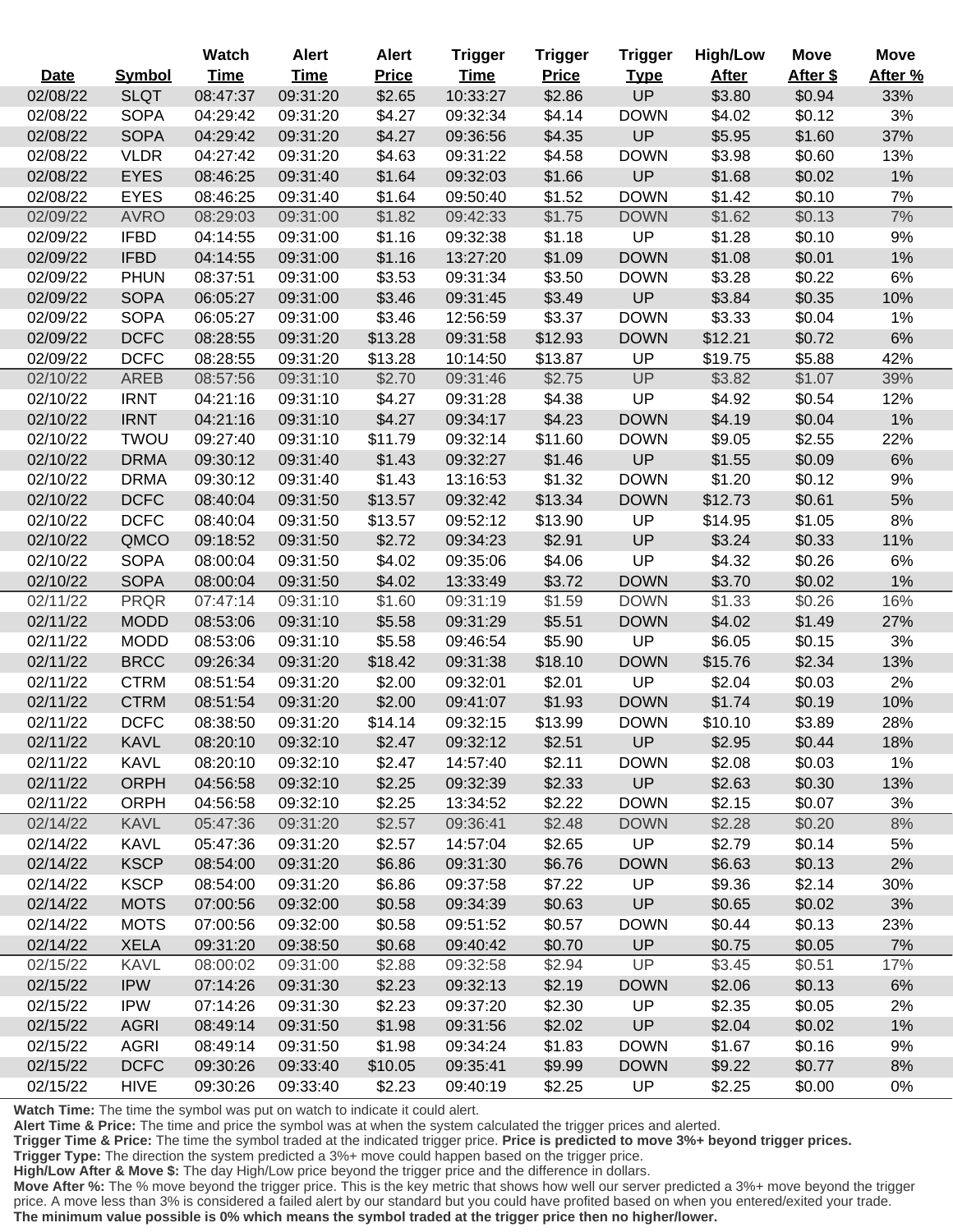| Date | Symbol | Watch Time | Alert Time | Alert Price | Trigger Time | Trigger Price | Trigger Type | High/Low After | Move After $ | Move After % |
|---|---|---|---|---|---|---|---|---|---|---|
| 02/08/22 | SLQT | 08:47:37 | 09:31:20 | $2.65 | 10:33:27 | $2.86 | UP | $3.80 | $0.94 | 33% |
| 02/08/22 | SOPA | 04:29:42 | 09:31:20 | $4.27 | 09:32:34 | $4.14 | DOWN | $4.02 | $0.12 | 3% |
| 02/08/22 | SOPA | 04:29:42 | 09:31:20 | $4.27 | 09:36:56 | $4.35 | UP | $5.95 | $1.60 | 37% |
| 02/08/22 | VLDR | 04:27:42 | 09:31:20 | $4.63 | 09:31:22 | $4.58 | DOWN | $3.98 | $0.60 | 13% |
| 02/08/22 | EYES | 08:46:25 | 09:31:40 | $1.64 | 09:32:03 | $1.66 | UP | $1.68 | $0.02 | 1% |
| 02/08/22 | EYES | 08:46:25 | 09:31:40 | $1.64 | 09:50:40 | $1.52 | DOWN | $1.42 | $0.10 | 7% |
| 02/09/22 | AVRO | 08:29:03 | 09:31:00 | $1.82 | 09:42:33 | $1.75 | DOWN | $1.62 | $0.13 | 7% |
| 02/09/22 | IFBD | 04:14:55 | 09:31:00 | $1.16 | 09:32:38 | $1.18 | UP | $1.28 | $0.10 | 9% |
| 02/09/22 | IFBD | 04:14:55 | 09:31:00 | $1.16 | 13:27:20 | $1.09 | DOWN | $1.08 | $0.01 | 1% |
| 02/09/22 | PHUN | 08:37:51 | 09:31:00 | $3.53 | 09:31:34 | $3.50 | DOWN | $3.28 | $0.22 | 6% |
| 02/09/22 | SOPA | 06:05:27 | 09:31:00 | $3.46 | 09:31:45 | $3.49 | UP | $3.84 | $0.35 | 10% |
| 02/09/22 | SOPA | 06:05:27 | 09:31:00 | $3.46 | 12:56:59 | $3.37 | DOWN | $3.33 | $0.04 | 1% |
| 02/09/22 | DCFC | 08:28:55 | 09:31:20 | $13.28 | 09:31:58 | $12.93 | DOWN | $12.21 | $0.72 | 6% |
| 02/09/22 | DCFC | 08:28:55 | 09:31:20 | $13.28 | 10:14:50 | $13.87 | UP | $19.75 | $5.88 | 42% |
| 02/10/22 | AREB | 08:57:56 | 09:31:10 | $2.70 | 09:31:46 | $2.75 | UP | $3.82 | $1.07 | 39% |
| 02/10/22 | IRNT | 04:21:16 | 09:31:10 | $4.27 | 09:31:28 | $4.38 | UP | $4.92 | $0.54 | 12% |
| 02/10/22 | IRNT | 04:21:16 | 09:31:10 | $4.27 | 09:34:17 | $4.23 | DOWN | $4.19 | $0.04 | 1% |
| 02/10/22 | TWOU | 09:27:40 | 09:31:10 | $11.79 | 09:32:14 | $11.60 | DOWN | $9.05 | $2.55 | 22% |
| 02/10/22 | DRMA | 09:30:12 | 09:31:40 | $1.43 | 09:32:27 | $1.46 | UP | $1.55 | $0.09 | 6% |
| 02/10/22 | DRMA | 09:30:12 | 09:31:40 | $1.43 | 13:16:53 | $1.32 | DOWN | $1.20 | $0.12 | 9% |
| 02/10/22 | DCFC | 08:40:04 | 09:31:50 | $13.57 | 09:32:42 | $13.34 | DOWN | $12.73 | $0.61 | 5% |
| 02/10/22 | DCFC | 08:40:04 | 09:31:50 | $13.57 | 09:52:12 | $13.90 | UP | $14.95 | $1.05 | 8% |
| 02/10/22 | QMCO | 09:18:52 | 09:31:50 | $2.72 | 09:34:23 | $2.91 | UP | $3.24 | $0.33 | 11% |
| 02/10/22 | SOPA | 08:00:04 | 09:31:50 | $4.02 | 09:35:06 | $4.06 | UP | $4.32 | $0.26 | 6% |
| 02/10/22 | SOPA | 08:00:04 | 09:31:50 | $4.02 | 13:33:49 | $3.72 | DOWN | $3.70 | $0.02 | 1% |
| 02/11/22 | PRQR | 07:47:14 | 09:31:10 | $1.60 | 09:31:19 | $1.59 | DOWN | $1.33 | $0.26 | 16% |
| 02/11/22 | MODD | 08:53:06 | 09:31:10 | $5.58 | 09:31:29 | $5.51 | DOWN | $4.02 | $1.49 | 27% |
| 02/11/22 | MODD | 08:53:06 | 09:31:10 | $5.58 | 09:46:54 | $5.90 | UP | $6.05 | $0.15 | 3% |
| 02/11/22 | BRCC | 09:26:34 | 09:31:20 | $18.42 | 09:31:38 | $18.10 | DOWN | $15.76 | $2.34 | 13% |
| 02/11/22 | CTRM | 08:51:54 | 09:31:20 | $2.00 | 09:32:01 | $2.01 | UP | $2.04 | $0.03 | 2% |
| 02/11/22 | CTRM | 08:51:54 | 09:31:20 | $2.00 | 09:41:07 | $1.93 | DOWN | $1.74 | $0.19 | 10% |
| 02/11/22 | DCFC | 08:38:50 | 09:31:20 | $14.14 | 09:32:15 | $13.99 | DOWN | $10.10 | $3.89 | 28% |
| 02/11/22 | KAVL | 08:20:10 | 09:32:10 | $2.47 | 09:32:12 | $2.51 | UP | $2.95 | $0.44 | 18% |
| 02/11/22 | KAVL | 08:20:10 | 09:32:10 | $2.47 | 14:57:40 | $2.11 | DOWN | $2.08 | $0.03 | 1% |
| 02/11/22 | ORPH | 04:56:58 | 09:32:10 | $2.25 | 09:32:39 | $2.33 | UP | $2.63 | $0.30 | 13% |
| 02/11/22 | ORPH | 04:56:58 | 09:32:10 | $2.25 | 13:34:52 | $2.22 | DOWN | $2.15 | $0.07 | 3% |
| 02/14/22 | KAVL | 05:47:36 | 09:31:20 | $2.57 | 09:36:41 | $2.48 | DOWN | $2.28 | $0.20 | 8% |
| 02/14/22 | KAVL | 05:47:36 | 09:31:20 | $2.57 | 14:57:04 | $2.65 | UP | $2.79 | $0.14 | 5% |
| 02/14/22 | KSCP | 08:54:00 | 09:31:20 | $6.86 | 09:31:30 | $6.76 | DOWN | $6.63 | $0.13 | 2% |
| 02/14/22 | KSCP | 08:54:00 | 09:31:20 | $6.86 | 09:37:58 | $7.22 | UP | $9.36 | $2.14 | 30% |
| 02/14/22 | MOTS | 07:00:56 | 09:32:00 | $0.58 | 09:34:39 | $0.63 | UP | $0.65 | $0.02 | 3% |
| 02/14/22 | MOTS | 07:00:56 | 09:32:00 | $0.58 | 09:51:52 | $0.57 | DOWN | $0.44 | $0.13 | 23% |
| 02/14/22 | XELA | 09:31:20 | 09:38:50 | $0.68 | 09:40:42 | $0.70 | UP | $0.75 | $0.05 | 7% |
| 02/15/22 | KAVL | 08:00:02 | 09:31:00 | $2.88 | 09:32:58 | $2.94 | UP | $3.45 | $0.51 | 17% |
| 02/15/22 | IPW | 07:14:26 | 09:31:30 | $2.23 | 09:32:13 | $2.19 | DOWN | $2.06 | $0.13 | 6% |
| 02/15/22 | IPW | 07:14:26 | 09:31:30 | $2.23 | 09:37:20 | $2.30 | UP | $2.35 | $0.05 | 2% |
| 02/15/22 | AGRI | 08:49:14 | 09:31:50 | $1.98 | 09:31:56 | $2.02 | UP | $2.04 | $0.02 | 1% |
| 02/15/22 | AGRI | 08:49:14 | 09:31:50 | $1.98 | 09:34:24 | $1.83 | DOWN | $1.67 | $0.16 | 9% |
| 02/15/22 | DCFC | 09:30:26 | 09:33:40 | $10.05 | 09:35:41 | $9.99 | DOWN | $9.22 | $0.77 | 8% |
| 02/15/22 | HIVE | 09:30:26 | 09:33:40 | $2.23 | 09:40:19 | $2.25 | UP | $2.25 | $0.00 | 0% |

**Watch Time:** The time the symbol was put on watch to indicate it could alert.
**Alert Time & Price:** The time and price the symbol was at when the system calculated the trigger prices and alerted.
**Trigger Time & Price:** The time the symbol traded at the indicated trigger price. **Price is predicted to move 3%+ beyond trigger prices.**
**Trigger Type:** The direction the system predicted a 3%+ move could happen based on the trigger price.
**High/Low After & Move $:** The day High/Low price beyond the trigger price and the difference in dollars.
**Move After %:** The % move beyond the trigger price. This is the key metric that shows how well our server predicted a 3%+ move beyond the trigger price. A move less than 3% is considered a failed alert by our standard but you could have profited based on when you entered/exited your trade. **The minimum value possible is 0% which means the symbol traded at the trigger price then no higher/lower.**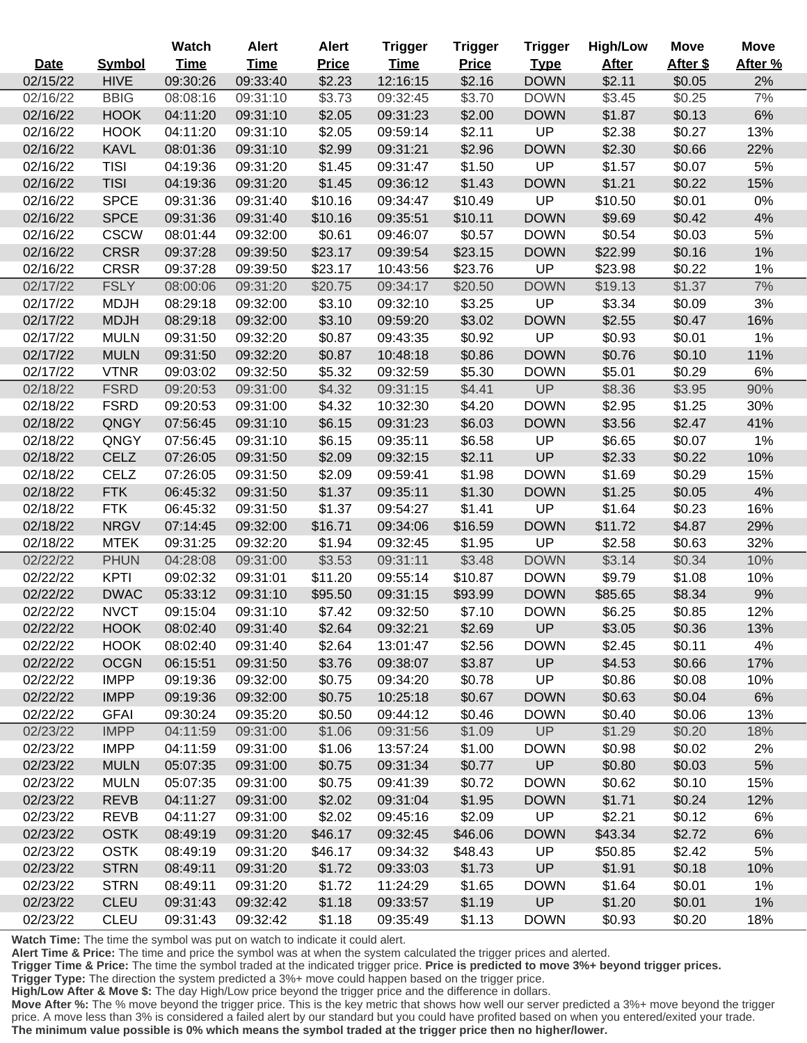| Date | Symbol | Watch Time | Alert Time | Alert Price | Trigger Time | Trigger Price | Trigger Type | High/Low After | Move After $ | Move After % |
|---|---|---|---|---|---|---|---|---|---|---|
| 02/15/22 | HIVE | 09:30:26 | 09:33:40 | $2.23 | 12:16:15 | $2.16 | DOWN | $2.11 | $0.05 | 2% |
| 02/16/22 | BBIG | 08:08:16 | 09:31:10 | $3.73 | 09:32:45 | $3.70 | DOWN | $3.45 | $0.25 | 7% |
| 02/16/22 | HOOK | 04:11:20 | 09:31:10 | $2.05 | 09:31:23 | $2.00 | DOWN | $1.87 | $0.13 | 6% |
| 02/16/22 | HOOK | 04:11:20 | 09:31:10 | $2.05 | 09:59:14 | $2.11 | UP | $2.38 | $0.27 | 13% |
| 02/16/22 | KAVL | 08:01:36 | 09:31:10 | $2.99 | 09:31:21 | $2.96 | DOWN | $2.30 | $0.66 | 22% |
| 02/16/22 | TISI | 04:19:36 | 09:31:20 | $1.45 | 09:31:47 | $1.50 | UP | $1.57 | $0.07 | 5% |
| 02/16/22 | TISI | 04:19:36 | 09:31:20 | $1.45 | 09:36:12 | $1.43 | DOWN | $1.21 | $0.22 | 15% |
| 02/16/22 | SPCE | 09:31:36 | 09:31:40 | $10.16 | 09:34:47 | $10.49 | UP | $10.50 | $0.01 | 0% |
| 02/16/22 | SPCE | 09:31:36 | 09:31:40 | $10.16 | 09:35:51 | $10.11 | DOWN | $9.69 | $0.42 | 4% |
| 02/16/22 | CSCW | 08:01:44 | 09:32:00 | $0.61 | 09:46:07 | $0.57 | DOWN | $0.54 | $0.03 | 5% |
| 02/16/22 | CRSR | 09:37:28 | 09:39:50 | $23.17 | 09:39:54 | $23.15 | DOWN | $22.99 | $0.16 | 1% |
| 02/16/22 | CRSR | 09:37:28 | 09:39:50 | $23.17 | 10:43:56 | $23.76 | UP | $23.98 | $0.22 | 1% |
| 02/17/22 | FSLY | 08:00:06 | 09:31:20 | $20.75 | 09:34:17 | $20.50 | DOWN | $19.13 | $1.37 | 7% |
| 02/17/22 | MDJH | 08:29:18 | 09:32:00 | $3.10 | 09:32:10 | $3.25 | UP | $3.34 | $0.09 | 3% |
| 02/17/22 | MDJH | 08:29:18 | 09:32:00 | $3.10 | 09:59:20 | $3.02 | DOWN | $2.55 | $0.47 | 16% |
| 02/17/22 | MULN | 09:31:50 | 09:32:20 | $0.87 | 09:43:35 | $0.92 | UP | $0.93 | $0.01 | 1% |
| 02/17/22 | MULN | 09:31:50 | 09:32:20 | $0.87 | 10:48:18 | $0.86 | DOWN | $0.76 | $0.10 | 11% |
| 02/17/22 | VTNR | 09:03:02 | 09:32:50 | $5.32 | 09:32:59 | $5.30 | DOWN | $5.01 | $0.29 | 6% |
| 02/18/22 | FSRD | 09:20:53 | 09:31:00 | $4.32 | 09:31:15 | $4.41 | UP | $8.36 | $3.95 | 90% |
| 02/18/22 | FSRD | 09:20:53 | 09:31:00 | $4.32 | 10:32:30 | $4.20 | DOWN | $2.95 | $1.25 | 30% |
| 02/18/22 | QNGY | 07:56:45 | 09:31:10 | $6.15 | 09:31:23 | $6.03 | DOWN | $3.56 | $2.47 | 41% |
| 02/18/22 | QNGY | 07:56:45 | 09:31:10 | $6.15 | 09:35:11 | $6.58 | UP | $6.65 | $0.07 | 1% |
| 02/18/22 | CELZ | 07:26:05 | 09:31:50 | $2.09 | 09:32:15 | $2.11 | UP | $2.33 | $0.22 | 10% |
| 02/18/22 | CELZ | 07:26:05 | 09:31:50 | $2.09 | 09:59:41 | $1.98 | DOWN | $1.69 | $0.29 | 15% |
| 02/18/22 | FTK | 06:45:32 | 09:31:50 | $1.37 | 09:35:11 | $1.30 | DOWN | $1.25 | $0.05 | 4% |
| 02/18/22 | FTK | 06:45:32 | 09:31:50 | $1.37 | 09:54:27 | $1.41 | UP | $1.64 | $0.23 | 16% |
| 02/18/22 | NRGV | 07:14:45 | 09:32:00 | $16.71 | 09:34:06 | $16.59 | DOWN | $11.72 | $4.87 | 29% |
| 02/18/22 | MTEK | 09:31:25 | 09:32:20 | $1.94 | 09:32:45 | $1.95 | UP | $2.58 | $0.63 | 32% |
| 02/22/22 | PHUN | 04:28:08 | 09:31:00 | $3.53 | 09:31:11 | $3.48 | DOWN | $3.14 | $0.34 | 10% |
| 02/22/22 | KPTI | 09:02:32 | 09:31:01 | $11.20 | 09:55:14 | $10.87 | DOWN | $9.79 | $1.08 | 10% |
| 02/22/22 | DWAC | 05:33:12 | 09:31:10 | $95.50 | 09:31:15 | $93.99 | DOWN | $85.65 | $8.34 | 9% |
| 02/22/22 | NVCT | 09:15:04 | 09:31:10 | $7.42 | 09:32:50 | $7.10 | DOWN | $6.25 | $0.85 | 12% |
| 02/22/22 | HOOK | 08:02:40 | 09:31:40 | $2.64 | 09:32:21 | $2.69 | UP | $3.05 | $0.36 | 13% |
| 02/22/22 | HOOK | 08:02:40 | 09:31:40 | $2.64 | 13:01:47 | $2.56 | DOWN | $2.45 | $0.11 | 4% |
| 02/22/22 | OCGN | 06:15:51 | 09:31:50 | $3.76 | 09:38:07 | $3.87 | UP | $4.53 | $0.66 | 17% |
| 02/22/22 | IMPP | 09:19:36 | 09:32:00 | $0.75 | 09:34:20 | $0.78 | UP | $0.86 | $0.08 | 10% |
| 02/22/22 | IMPP | 09:19:36 | 09:32:00 | $0.75 | 10:25:18 | $0.67 | DOWN | $0.63 | $0.04 | 6% |
| 02/22/22 | GFAI | 09:30:24 | 09:35:20 | $0.50 | 09:44:12 | $0.46 | DOWN | $0.40 | $0.06 | 13% |
| 02/23/22 | IMPP | 04:11:59 | 09:31:00 | $1.06 | 09:31:56 | $1.09 | UP | $1.29 | $0.20 | 18% |
| 02/23/22 | IMPP | 04:11:59 | 09:31:00 | $1.06 | 13:57:24 | $1.00 | DOWN | $0.98 | $0.02 | 2% |
| 02/23/22 | MULN | 05:07:35 | 09:31:00 | $0.75 | 09:31:34 | $0.77 | UP | $0.80 | $0.03 | 5% |
| 02/23/22 | MULN | 05:07:35 | 09:31:00 | $0.75 | 09:41:39 | $0.72 | DOWN | $0.62 | $0.10 | 15% |
| 02/23/22 | REVB | 04:11:27 | 09:31:00 | $2.02 | 09:31:04 | $1.95 | DOWN | $1.71 | $0.24 | 12% |
| 02/23/22 | REVB | 04:11:27 | 09:31:00 | $2.02 | 09:45:16 | $2.09 | UP | $2.21 | $0.12 | 6% |
| 02/23/22 | OSTK | 08:49:19 | 09:31:20 | $46.17 | 09:32:45 | $46.06 | DOWN | $43.34 | $2.72 | 6% |
| 02/23/22 | OSTK | 08:49:19 | 09:31:20 | $46.17 | 09:34:32 | $48.43 | UP | $50.85 | $2.42 | 5% |
| 02/23/22 | STRN | 08:49:11 | 09:31:20 | $1.72 | 09:33:03 | $1.73 | UP | $1.91 | $0.18 | 10% |
| 02/23/22 | STRN | 08:49:11 | 09:31:20 | $1.72 | 11:24:29 | $1.65 | DOWN | $1.64 | $0.01 | 1% |
| 02/23/22 | CLEU | 09:31:43 | 09:32:42 | $1.18 | 09:33:57 | $1.19 | UP | $1.20 | $0.01 | 1% |
| 02/23/22 | CLEU | 09:31:43 | 09:32:42 | $1.18 | 09:35:49 | $1.13 | DOWN | $0.93 | $0.20 | 18% |

**Watch Time:** The time the symbol was put on watch to indicate it could alert.
**Alert Time & Price:** The time and price the symbol was at when the system calculated the trigger prices and alerted.
**Trigger Time & Price:** The time the symbol traded at the indicated trigger price. **Price is predicted to move 3%+ beyond trigger prices.**
**Trigger Type:** The direction the system predicted a 3%+ move could happen based on the trigger price.
**High/Low After & Move $:** The day High/Low price beyond the trigger price and the difference in dollars.
**Move After %:** The % move beyond the trigger price. This is the key metric that shows how well our server predicted a 3%+ move beyond the trigger price. A move less than 3% is considered a failed alert by our standard but you could have profited based on when you entered/exited your trade. **The minimum value possible is 0% which means the symbol traded at the trigger price then no higher/lower.**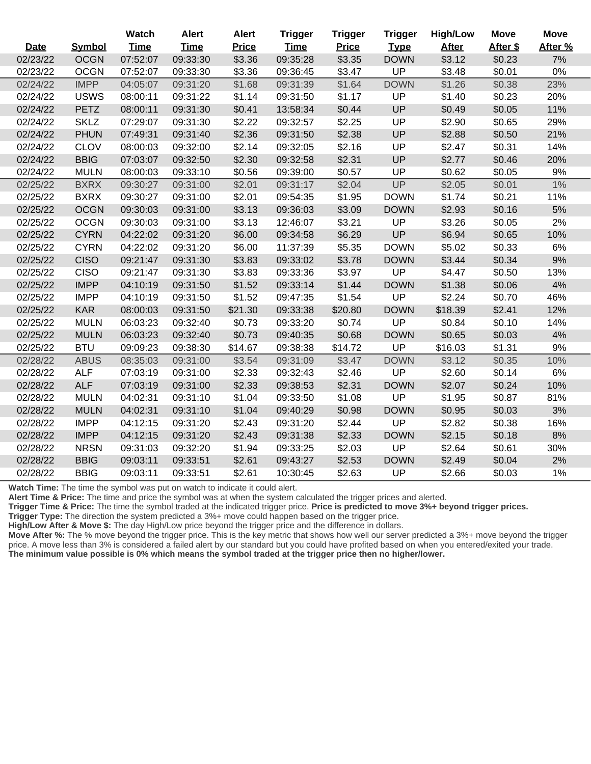| Date | Symbol | Watch Time | Alert Time | Alert Price | Trigger Time | Trigger Price | Trigger Type | High/Low After | Move After $ | Move After % |
|---|---|---|---|---|---|---|---|---|---|---|
| 02/23/22 | OCGN | 07:52:07 | 09:33:30 | $3.36 | 09:35:28 | $3.35 | DOWN | $3.12 | $0.23 | 7% |
| 02/23/22 | OCGN | 07:52:07 | 09:33:30 | $3.36 | 09:36:45 | $3.47 | UP | $3.48 | $0.01 | 0% |
| 02/24/22 | IMPP | 04:05:07 | 09:31:20 | $1.68 | 09:31:39 | $1.64 | DOWN | $1.26 | $0.38 | 23% |
| 02/24/22 | USWS | 08:00:11 | 09:31:22 | $1.14 | 09:31:50 | $1.17 | UP | $1.40 | $0.23 | 20% |
| 02/24/22 | PETZ | 08:00:11 | 09:31:30 | $0.41 | 13:58:34 | $0.44 | UP | $0.49 | $0.05 | 11% |
| 02/24/22 | SKLZ | 07:29:07 | 09:31:30 | $2.22 | 09:32:57 | $2.25 | UP | $2.90 | $0.65 | 29% |
| 02/24/22 | PHUN | 07:49:31 | 09:31:40 | $2.36 | 09:31:50 | $2.38 | UP | $2.88 | $0.50 | 21% |
| 02/24/22 | CLOV | 08:00:03 | 09:32:00 | $2.14 | 09:32:05 | $2.16 | UP | $2.47 | $0.31 | 14% |
| 02/24/22 | BBIG | 07:03:07 | 09:32:50 | $2.30 | 09:32:58 | $2.31 | UP | $2.77 | $0.46 | 20% |
| 02/24/22 | MULN | 08:00:03 | 09:33:10 | $0.56 | 09:39:00 | $0.57 | UP | $0.62 | $0.05 | 9% |
| 02/25/22 | BXRX | 09:30:27 | 09:31:00 | $2.01 | 09:31:17 | $2.04 | UP | $2.05 | $0.01 | 1% |
| 02/25/22 | BXRX | 09:30:27 | 09:31:00 | $2.01 | 09:54:35 | $1.95 | DOWN | $1.74 | $0.21 | 11% |
| 02/25/22 | OCGN | 09:30:03 | 09:31:00 | $3.13 | 09:36:03 | $3.09 | DOWN | $2.93 | $0.16 | 5% |
| 02/25/22 | OCGN | 09:30:03 | 09:31:00 | $3.13 | 12:46:07 | $3.21 | UP | $3.26 | $0.05 | 2% |
| 02/25/22 | CYRN | 04:22:02 | 09:31:20 | $6.00 | 09:34:58 | $6.29 | UP | $6.94 | $0.65 | 10% |
| 02/25/22 | CYRN | 04:22:02 | 09:31:20 | $6.00 | 11:37:39 | $5.35 | DOWN | $5.02 | $0.33 | 6% |
| 02/25/22 | CISO | 09:21:47 | 09:31:30 | $3.83 | 09:33:02 | $3.78 | DOWN | $3.44 | $0.34 | 9% |
| 02/25/22 | CISO | 09:21:47 | 09:31:30 | $3.83 | 09:33:36 | $3.97 | UP | $4.47 | $0.50 | 13% |
| 02/25/22 | IMPP | 04:10:19 | 09:31:50 | $1.52 | 09:33:14 | $1.44 | DOWN | $1.38 | $0.06 | 4% |
| 02/25/22 | IMPP | 04:10:19 | 09:31:50 | $1.52 | 09:47:35 | $1.54 | UP | $2.24 | $0.70 | 46% |
| 02/25/22 | KAR | 08:00:03 | 09:31:50 | $21.30 | 09:33:38 | $20.80 | DOWN | $18.39 | $2.41 | 12% |
| 02/25/22 | MULN | 06:03:23 | 09:32:40 | $0.73 | 09:33:20 | $0.74 | UP | $0.84 | $0.10 | 14% |
| 02/25/22 | MULN | 06:03:23 | 09:32:40 | $0.73 | 09:40:35 | $0.68 | DOWN | $0.65 | $0.03 | 4% |
| 02/25/22 | BTU | 09:09:23 | 09:38:30 | $14.67 | 09:38:38 | $14.72 | UP | $16.03 | $1.31 | 9% |
| 02/28/22 | ABUS | 08:35:03 | 09:31:00 | $3.54 | 09:31:09 | $3.47 | DOWN | $3.12 | $0.35 | 10% |
| 02/28/22 | ALF | 07:03:19 | 09:31:00 | $2.33 | 09:32:43 | $2.46 | UP | $2.60 | $0.14 | 6% |
| 02/28/22 | ALF | 07:03:19 | 09:31:00 | $2.33 | 09:38:53 | $2.31 | DOWN | $2.07 | $0.24 | 10% |
| 02/28/22 | MULN | 04:02:31 | 09:31:10 | $1.04 | 09:33:50 | $1.08 | UP | $1.95 | $0.87 | 81% |
| 02/28/22 | MULN | 04:02:31 | 09:31:10 | $1.04 | 09:40:29 | $0.98 | DOWN | $0.95 | $0.03 | 3% |
| 02/28/22 | IMPP | 04:12:15 | 09:31:20 | $2.43 | 09:31:20 | $2.44 | UP | $2.82 | $0.38 | 16% |
| 02/28/22 | IMPP | 04:12:15 | 09:31:20 | $2.43 | 09:31:38 | $2.33 | DOWN | $2.15 | $0.18 | 8% |
| 02/28/22 | NRSN | 09:31:03 | 09:32:20 | $1.94 | 09:33:25 | $2.03 | UP | $2.64 | $0.61 | 30% |
| 02/28/22 | BBIG | 09:03:11 | 09:33:51 | $2.61 | 09:43:27 | $2.53 | DOWN | $2.49 | $0.04 | 2% |
| 02/28/22 | BBIG | 09:03:11 | 09:33:51 | $2.61 | 10:30:45 | $2.63 | UP | $2.66 | $0.03 | 1% |

**Watch Time:** The time the symbol was put on watch to indicate it could alert.
**Alert Time & Price:** The time and price the symbol was at when the system calculated the trigger prices and alerted.
**Trigger Time & Price:** The time the symbol traded at the indicated trigger price. **Price is predicted to move 3%+ beyond trigger prices.**
**Trigger Type:** The direction the system predicted a 3%+ move could happen based on the trigger price.
**High/Low After & Move $:** The day High/Low price beyond the trigger price and the difference in dollars.
**Move After %:** The % move beyond the trigger price. This is the key metric that shows how well our server predicted a 3%+ move beyond the trigger price. A move less than 3% is considered a failed alert by our standard but you could have profited based on when you entered/exited your trade. **The minimum value possible is 0% which means the symbol traded at the trigger price then no higher/lower.**